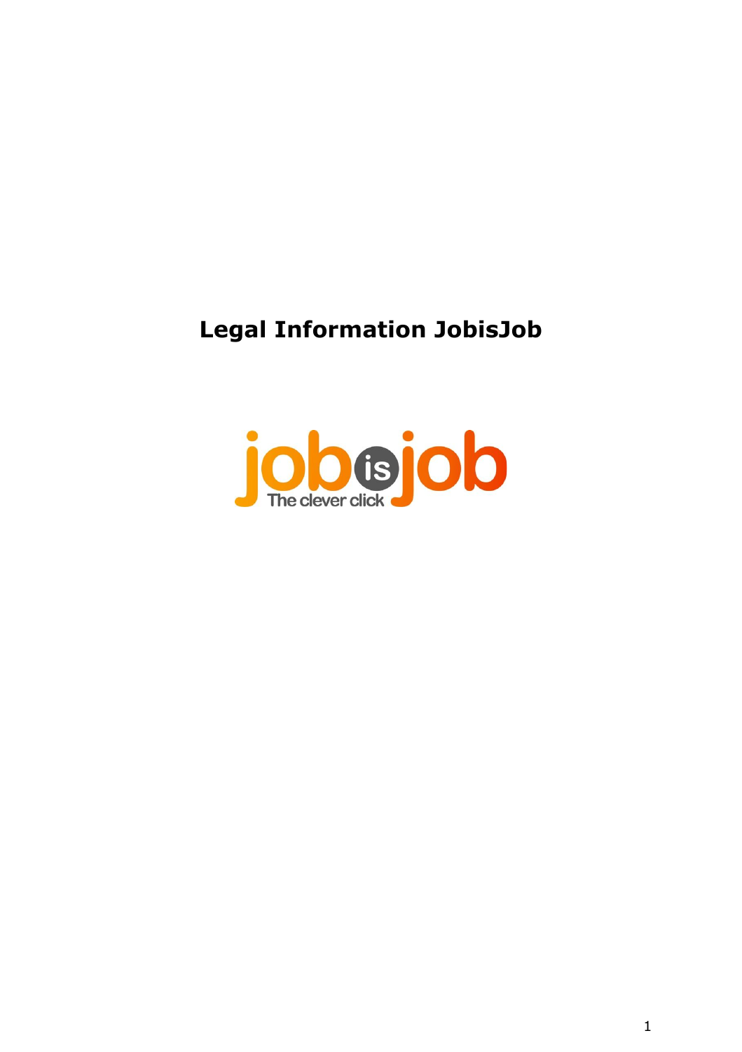# Legal Information JobisJob

job is job
The clever click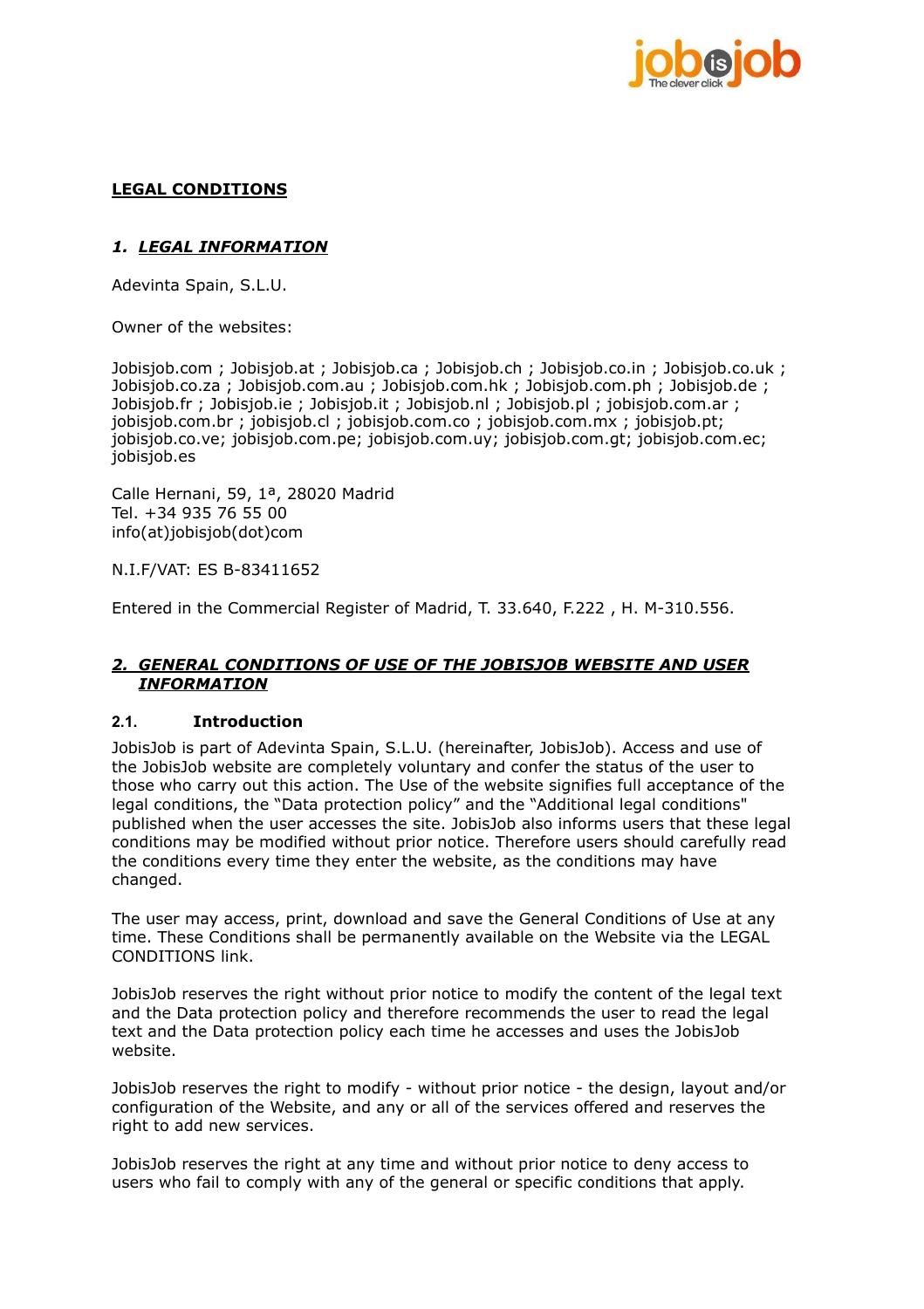# LEGAL CONDITIONS

## 1. *LEGAL INFORMATION*

Adevinta Spain, S.L.U.

Owner of the websites:

Jobisjob.com ; Jobisjob.at ; Jobisjob.ca ; Jobisjob.ch ; Jobisjob.co.in ; Jobisjob.co.uk ; Jobisjob.co.za ; Jobisjob.com.au ; Jobisjob.com.hk ; Jobisjob.com.ph ; Jobisjob.de ; Jobisjob.fr ; Jobisjob.ie ; Jobisjob.it ; Jobisjob.nl ; Jobisjob.pl ; jobisjob.com.ar ; jobisjob.com.br ; jobisjob.cl ; jobisjob.com.co ; jobisjob.com.mx ; jobisjob.pt; jobisjob.co.ve; jobisjob.com.pe; jobisjob.com.uy; jobisjob.com.gt; jobisjob.com.ec; jobisjob.es

Calle Hernani, 59, 1ª, 28020 Madrid
Tel. +34 935 76 55 00
info(at)jobisjob(dot)com

N.I.F/VAT: ES B-83411652

Entered in the Commercial Register of Madrid, T. 33.640, F.222 , H. M-310.556.

## 2. *GENERAL CONDITIONS OF USE OF THE JOBISJOB WEBSITE AND USER INFORMATION*

### 2.1. Introduction

JobisJob is part of Adevinta Spain, S.L.U. (hereinafter, JobisJob). Access and use of the JobisJob website are completely voluntary and confer the status of the user to those who carry out this action. The Use of the website signifies full acceptance of the legal conditions, the "Data protection policy" and the "Additional legal conditions" published when the user accesses the site. JobisJob also informs users that these legal conditions may be modified without prior notice. Therefore users should carefully read the conditions every time they enter the website, as the conditions may have changed.

The user may access, print, download and save the General Conditions of Use at any time. These Conditions shall be permanently available on the Website via the LEGAL CONDITIONS link.

JobisJob reserves the right without prior notice to modify the content of the legal text and the Data protection policy and therefore recommends the user to read the legal text and the Data protection policy each time he accesses and uses the JobisJob website.

JobisJob reserves the right to modify - without prior notice - the design, layout and/or configuration of the Website, and any or all of the services offered and reserves the right to add new services.

JobisJob reserves the right at any time and without prior notice to deny access to users who fail to comply with any of the general or specific conditions that apply.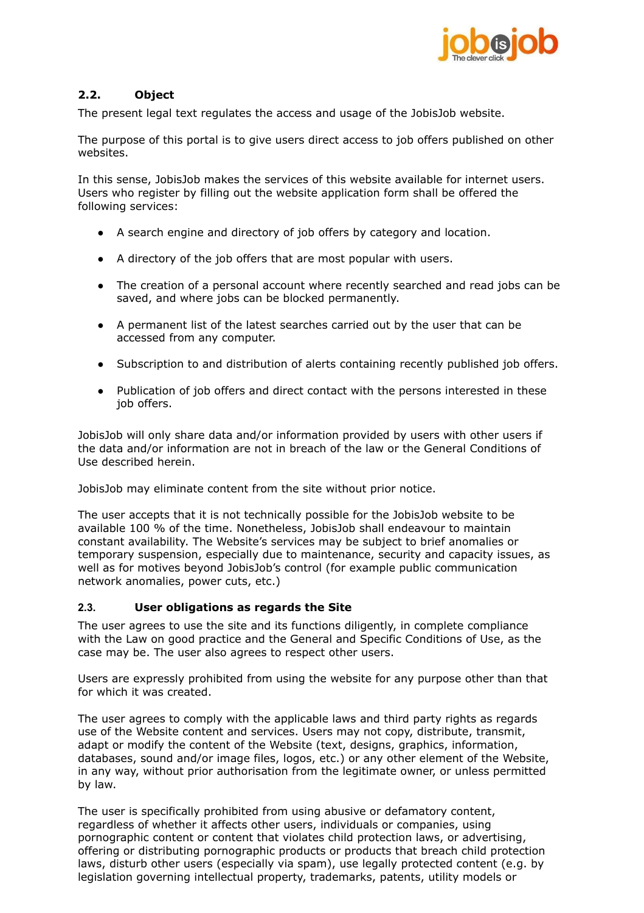### 2.2. Object

The present legal text regulates the access and usage of the JobisJob website.

The purpose of this portal is to give users direct access to job offers published on other websites.

In this sense, JobisJob makes the services of this website available for internet users. Users who register by filling out the website application form shall be offered the following services:

- A search engine and directory of job offers by category and location.
- A directory of the job offers that are most popular with users.
- The creation of a personal account where recently searched and read jobs can be saved, and where jobs can be blocked permanently.
- A permanent list of the latest searches carried out by the user that can be accessed from any computer.
- Subscription to and distribution of alerts containing recently published job offers.
- Publication of job offers and direct contact with the persons interested in these job offers.

JobisJob will only share data and/or information provided by users with other users if the data and/or information are not in breach of the law or the General Conditions of Use described herein.

JobisJob may eliminate content from the site without prior notice.

The user accepts that it is not technically possible for the JobisJob website to be available 100 % of the time. Nonetheless, JobisJob shall endeavour to maintain constant availability. The Website's services may be subject to brief anomalies or temporary suspension, especially due to maintenance, security and capacity issues, as well as for motives beyond JobisJob's control (for example public communication network anomalies, power cuts, etc.)

### 2.3. User obligations as regards the Site

The user agrees to use the site and its functions diligently, in complete compliance with the Law on good practice and the General and Specific Conditions of Use, as the case may be. The user also agrees to respect other users.

Users are expressly prohibited from using the website for any purpose other than that for which it was created.

The user agrees to comply with the applicable laws and third party rights as regards use of the Website content and services. Users may not copy, distribute, transmit, adapt or modify the content of the Website (text, designs, graphics, information, databases, sound and/or image files, logos, etc.) or any other element of the Website, in any way, without prior authorisation from the legitimate owner, or unless permitted by law.

The user is specifically prohibited from using abusive or defamatory content, regardless of whether it affects other users, individuals or companies, using pornographic content or content that violates child protection laws, or advertising, offering or distributing pornographic products or products that breach child protection laws, disturb other users (especially via spam), use legally protected content (e.g. by legislation governing intellectual property, trademarks, patents, utility models or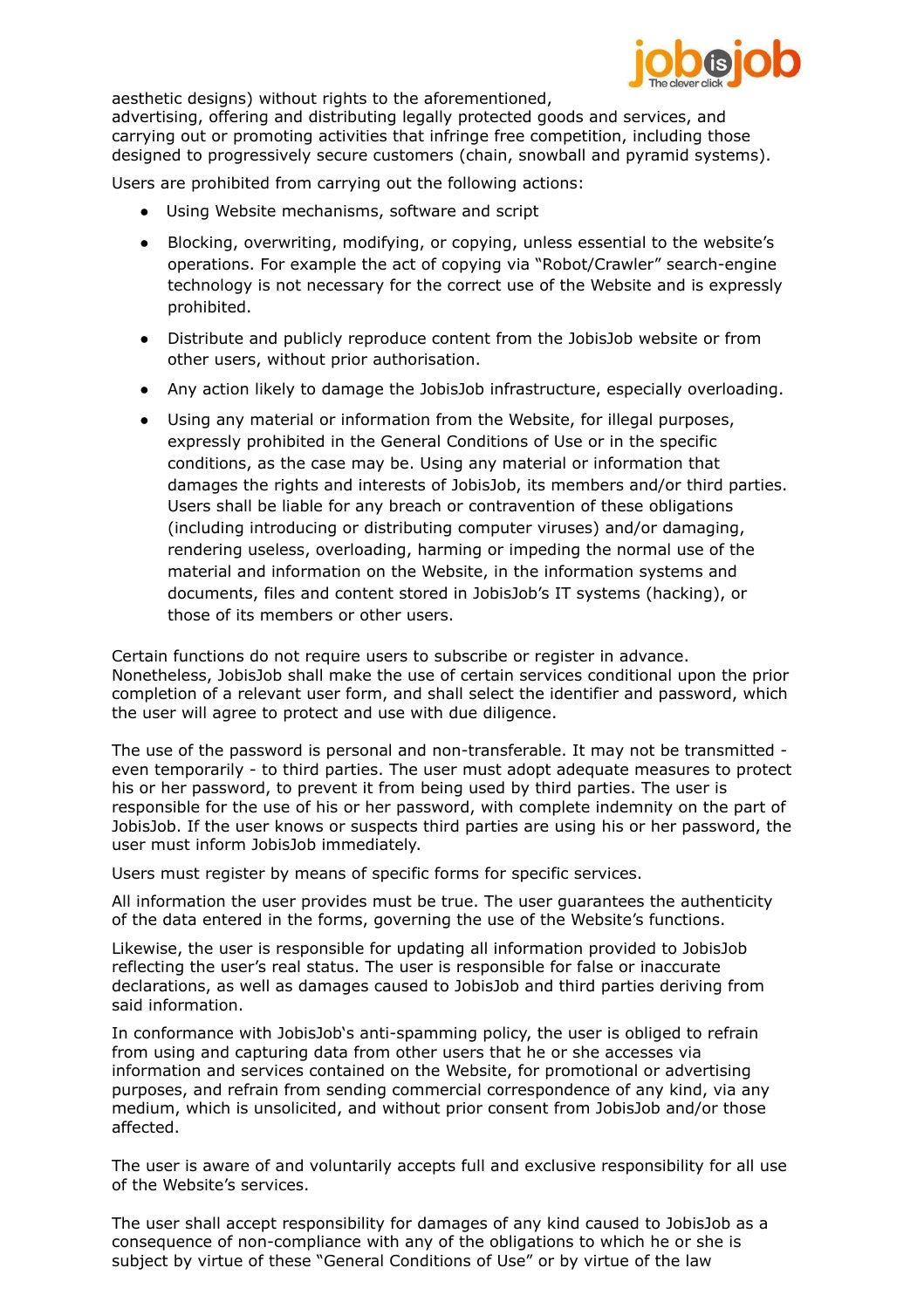aesthetic designs) without rights to the aforementioned, advertising, offering and distributing legally protected goods and services, and carrying out or promoting activities that infringe free competition, including those designed to progressively secure customers (chain, snowball and pyramid systems).

Users are prohibited from carrying out the following actions:

- Using Website mechanisms, software and script
- Blocking, overwriting, modifying, or copying, unless essential to the website's operations. For example the act of copying via "Robot/Crawler" search-engine technology is not necessary for the correct use of the Website and is expressly prohibited.
- Distribute and publicly reproduce content from the JobisJob website or from other users, without prior authorisation.
- Any action likely to damage the JobisJob infrastructure, especially overloading.
- Using any material or information from the Website, for illegal purposes, expressly prohibited in the General Conditions of Use or in the specific conditions, as the case may be. Using any material or information that damages the rights and interests of JobisJob, its members and/or third parties. Users shall be liable for any breach or contravention of these obligations (including introducing or distributing computer viruses) and/or damaging, rendering useless, overloading, harming or impeding the normal use of the material and information on the Website, in the information systems and documents, files and content stored in JobisJob's IT systems (hacking), or those of its members or other users.

Certain functions do not require users to subscribe or register in advance. Nonetheless, JobisJob shall make the use of certain services conditional upon the prior completion of a relevant user form, and shall select the identifier and password, which the user will agree to protect and use with due diligence.

The use of the password is personal and non-transferable. It may not be transmitted - even temporarily - to third parties. The user must adopt adequate measures to protect his or her password, to prevent it from being used by third parties. The user is responsible for the use of his or her password, with complete indemnity on the part of JobisJob. If the user knows or suspects third parties are using his or her password, the user must inform JobisJob immediately.

Users must register by means of specific forms for specific services.

All information the user provides must be true. The user guarantees the authenticity of the data entered in the forms, governing the use of the Website's functions.

Likewise, the user is responsible for updating all information provided to JobisJob reflecting the user's real status. The user is responsible for false or inaccurate declarations, as well as damages caused to JobisJob and third parties deriving from said information.

In conformance with JobisJob's anti-spamming policy, the user is obliged to refrain from using and capturing data from other users that he or she accesses via information and services contained on the Website, for promotional or advertising purposes, and refrain from sending commercial correspondence of any kind, via any medium, which is unsolicited, and without prior consent from JobisJob and/or those affected.

The user is aware of and voluntarily accepts full and exclusive responsibility for all use of the Website's services.

The user shall accept responsibility for damages of any kind caused to JobisJob as a consequence of non-compliance with any of the obligations to which he or she is subject by virtue of these "General Conditions of Use" or by virtue of the law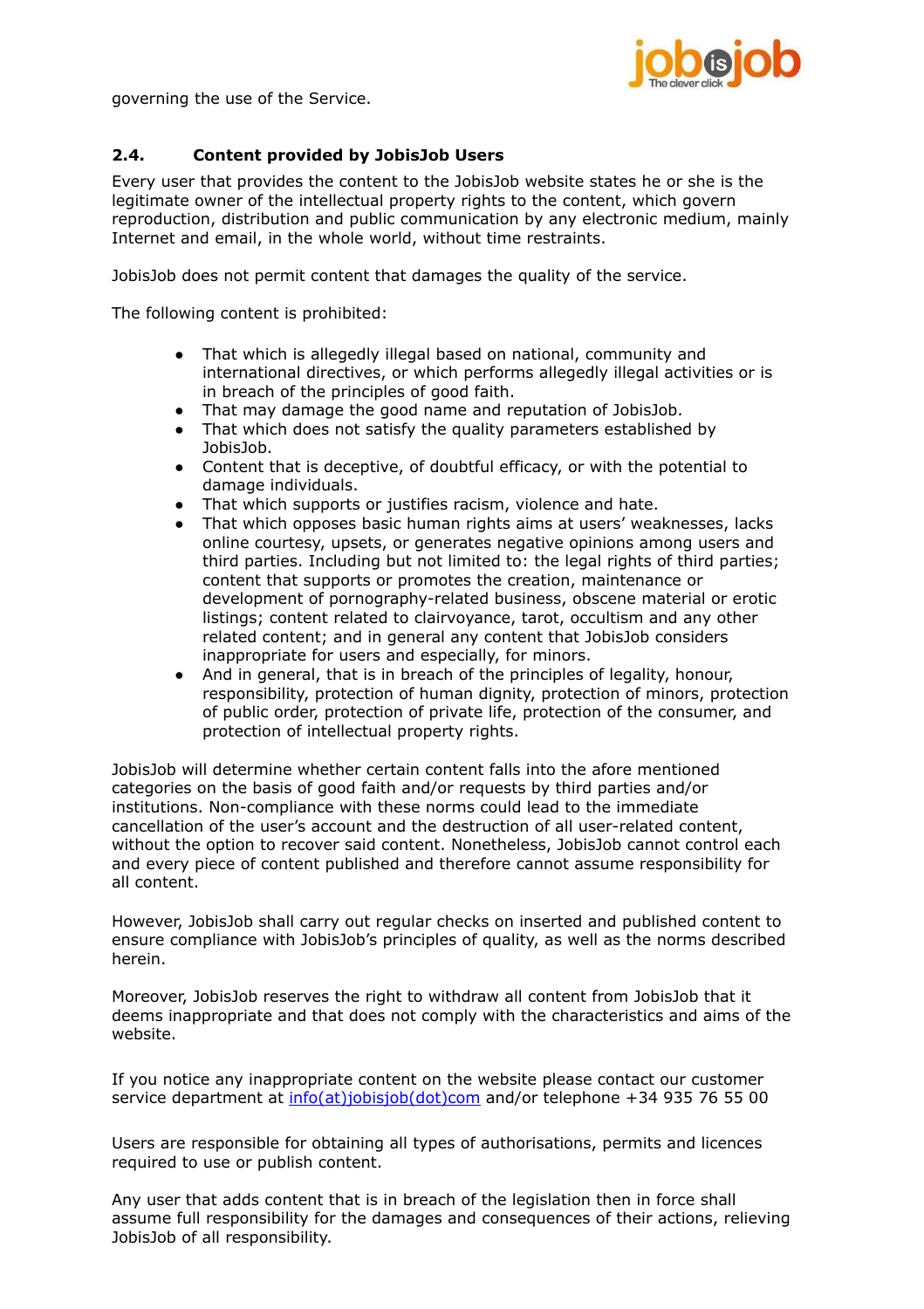governing the use of the Service.

### 2.4. Content provided by JobisJob Users

Every user that provides the content to the JobisJob website states he or she is the legitimate owner of the intellectual property rights to the content, which govern reproduction, distribution and public communication by any electronic medium, mainly Internet and email, in the whole world, without time restraints.

JobisJob does not permit content that damages the quality of the service.

The following content is prohibited:

- That which is allegedly illegal based on national, community and international directives, or which performs allegedly illegal activities or is in breach of the principles of good faith.
- That may damage the good name and reputation of JobisJob.
- That which does not satisfy the quality parameters established by JobisJob.
- Content that is deceptive, of doubtful efficacy, or with the potential to damage individuals.
- That which supports or justifies racism, violence and hate.
- That which opposes basic human rights aims at users' weaknesses, lacks online courtesy, upsets, or generates negative opinions among users and third parties. Including but not limited to: the legal rights of third parties; content that supports or promotes the creation, maintenance or development of pornography-related business, obscene material or erotic listings; content related to clairvoyance, tarot, occultism and any other related content; and in general any content that JobisJob considers inappropriate for users and especially, for minors.
- And in general, that is in breach of the principles of legality, honour, responsibility, protection of human dignity, protection of minors, protection of public order, protection of private life, protection of the consumer, and protection of intellectual property rights.

JobisJob will determine whether certain content falls into the afore mentioned categories on the basis of good faith and/or requests by third parties and/or institutions. Non-compliance with these norms could lead to the immediate cancellation of the user's account and the destruction of all user-related content, without the option to recover said content. Nonetheless, JobisJob cannot control each and every piece of content published and therefore cannot assume responsibility for all content.

However, JobisJob shall carry out regular checks on inserted and published content to ensure compliance with JobisJob's principles of quality, as well as the norms described herein.

Moreover, JobisJob reserves the right to withdraw all content from JobisJob that it deems inappropriate and that does not comply with the characteristics and aims of the website.

If you notice any inappropriate content on the website please contact our customer service department at info(at)jobisjob(dot)com and/or telephone +34 935 76 55 00

Users are responsible for obtaining all types of authorisations, permits and licences required to use or publish content.

Any user that adds content that is in breach of the legislation then in force shall assume full responsibility for the damages and consequences of their actions, relieving JobisJob of all responsibility.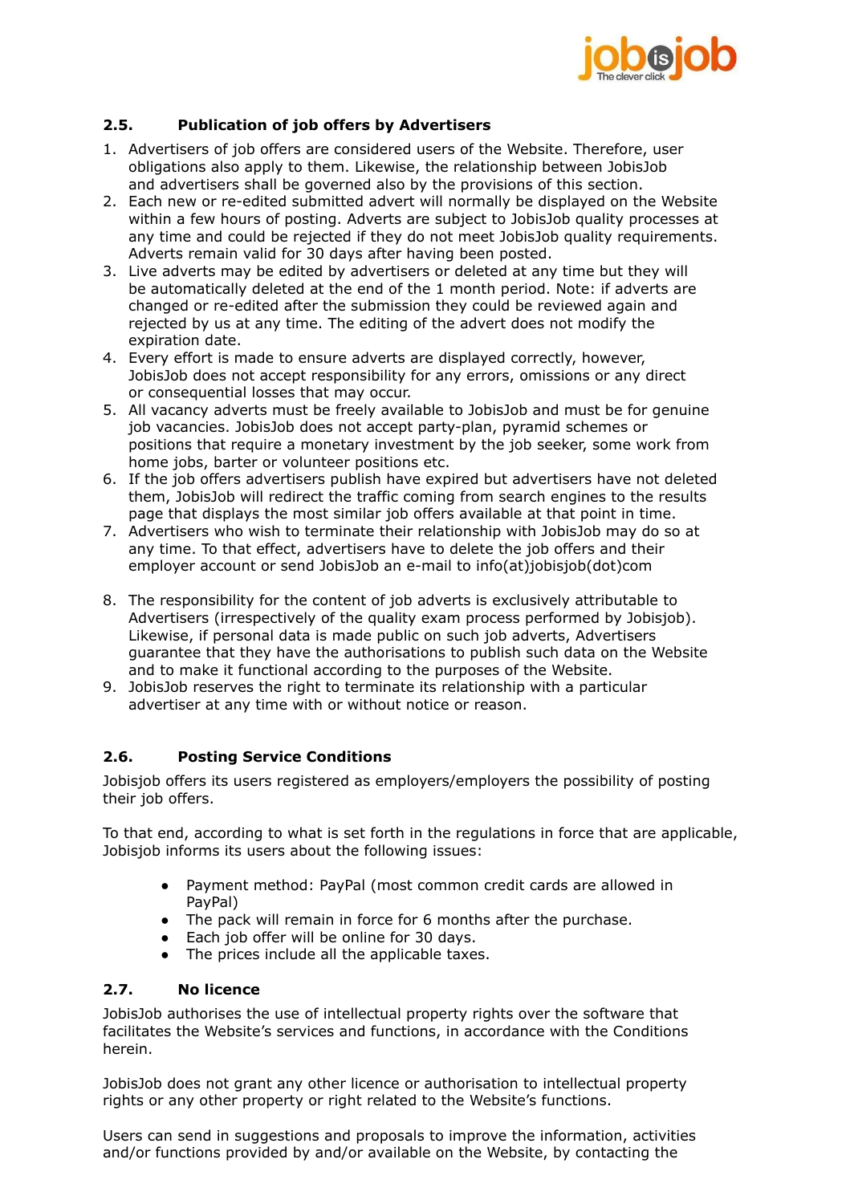### 2.5. Publication of job offers by Advertisers

1. Advertisers of job offers are considered users of the Website. Therefore, user obligations also apply to them. Likewise, the relationship between JobisJob and advertisers shall be governed also by the provisions of this section.
2. Each new or re-edited submitted advert will normally be displayed on the Website within a few hours of posting. Adverts are subject to JobisJob quality processes at any time and could be rejected if they do not meet JobisJob quality requirements. Adverts remain valid for 30 days after having been posted.
3. Live adverts may be edited by advertisers or deleted at any time but they will be automatically deleted at the end of the 1 month period. Note: if adverts are changed or re-edited after the submission they could be reviewed again and rejected by us at any time. The editing of the advert does not modify the expiration date.
4. Every effort is made to ensure adverts are displayed correctly, however, JobisJob does not accept responsibility for any errors, omissions or any direct or consequential losses that may occur.
5. All vacancy adverts must be freely available to JobisJob and must be for genuine job vacancies. JobisJob does not accept party-plan, pyramid schemes or positions that require a monetary investment by the job seeker, some work from home jobs, barter or volunteer positions etc.
6. If the job offers advertisers publish have expired but advertisers have not deleted them, JobisJob will redirect the traffic coming from search engines to the results page that displays the most similar job offers available at that point in time.
7. Advertisers who wish to terminate their relationship with JobisJob may do so at any time. To that effect, advertisers have to delete the job offers and their employer account or send JobisJob an e-mail to info(at)jobisjob(dot)com
8. The responsibility for the content of job adverts is exclusively attributable to Advertisers (irrespectively of the quality exam process performed by Jobisjob). Likewise, if personal data is made public on such job adverts, Advertisers guarantee that they have the authorisations to publish such data on the Website and to make it functional according to the purposes of the Website.
9. JobisJob reserves the right to terminate its relationship with a particular advertiser at any time with or without notice or reason.

### 2.6. Posting Service Conditions

Jobisjob offers its users registered as employers/employers the possibility of posting their job offers.

To that end, according to what is set forth in the regulations in force that are applicable, Jobisjob informs its users about the following issues:

- Payment method: PayPal (most common credit cards are allowed in PayPal)
- The pack will remain in force for 6 months after the purchase.
- Each job offer will be online for 30 days.
- The prices include all the applicable taxes.

### 2.7. No licence

JobisJob authorises the use of intellectual property rights over the software that facilitates the Website's services and functions, in accordance with the Conditions herein.

JobisJob does not grant any other licence or authorisation to intellectual property rights or any other property or right related to the Website's functions.

Users can send in suggestions and proposals to improve the information, activities and/or functions provided by and/or available on the Website, by contacting the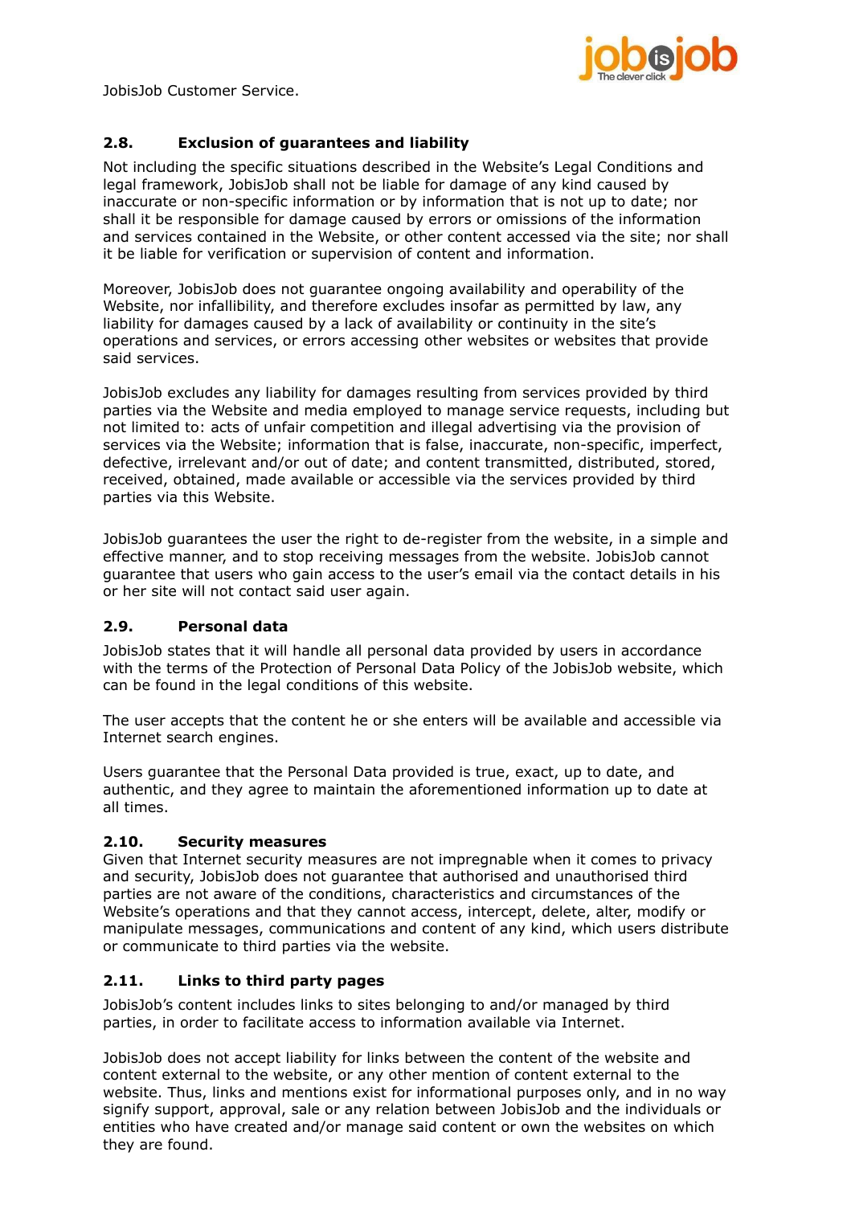JobisJob Customer Service.

### 2.8. Exclusion of guarantees and liability

Not including the specific situations described in the Website's Legal Conditions and legal framework, JobisJob shall not be liable for damage of any kind caused by inaccurate or non-specific information or by information that is not up to date; nor shall it be responsible for damage caused by errors or omissions of the information and services contained in the Website, or other content accessed via the site; nor shall it be liable for verification or supervision of content and information.

Moreover, JobisJob does not guarantee ongoing availability and operability of the Website, nor infallibility, and therefore excludes insofar as permitted by law, any liability for damages caused by a lack of availability or continuity in the site's operations and services, or errors accessing other websites or websites that provide said services.

JobisJob excludes any liability for damages resulting from services provided by third parties via the Website and media employed to manage service requests, including but not limited to: acts of unfair competition and illegal advertising via the provision of services via the Website; information that is false, inaccurate, non-specific, imperfect, defective, irrelevant and/or out of date; and content transmitted, distributed, stored, received, obtained, made available or accessible via the services provided by third parties via this Website.

JobisJob guarantees the user the right to de-register from the website, in a simple and effective manner, and to stop receiving messages from the website. JobisJob cannot guarantee that users who gain access to the user's email via the contact details in his or her site will not contact said user again.

### 2.9. Personal data

JobisJob states that it will handle all personal data provided by users in accordance with the terms of the Protection of Personal Data Policy of the JobisJob website, which can be found in the legal conditions of this website.

The user accepts that the content he or she enters will be available and accessible via Internet search engines.

Users guarantee that the Personal Data provided is true, exact, up to date, and authentic, and they agree to maintain the aforementioned information up to date at all times.

### 2.10. Security measures

Given that Internet security measures are not impregnable when it comes to privacy and security, JobisJob does not guarantee that authorised and unauthorised third parties are not aware of the conditions, characteristics and circumstances of the Website's operations and that they cannot access, intercept, delete, alter, modify or manipulate messages, communications and content of any kind, which users distribute or communicate to third parties via the website.

### 2.11. Links to third party pages

JobisJob's content includes links to sites belonging to and/or managed by third parties, in order to facilitate access to information available via Internet.

JobisJob does not accept liability for links between the content of the website and content external to the website, or any other mention of content external to the website. Thus, links and mentions exist for informational purposes only, and in no way signify support, approval, sale or any relation between JobisJob and the individuals or entities who have created and/or manage said content or own the websites on which they are found.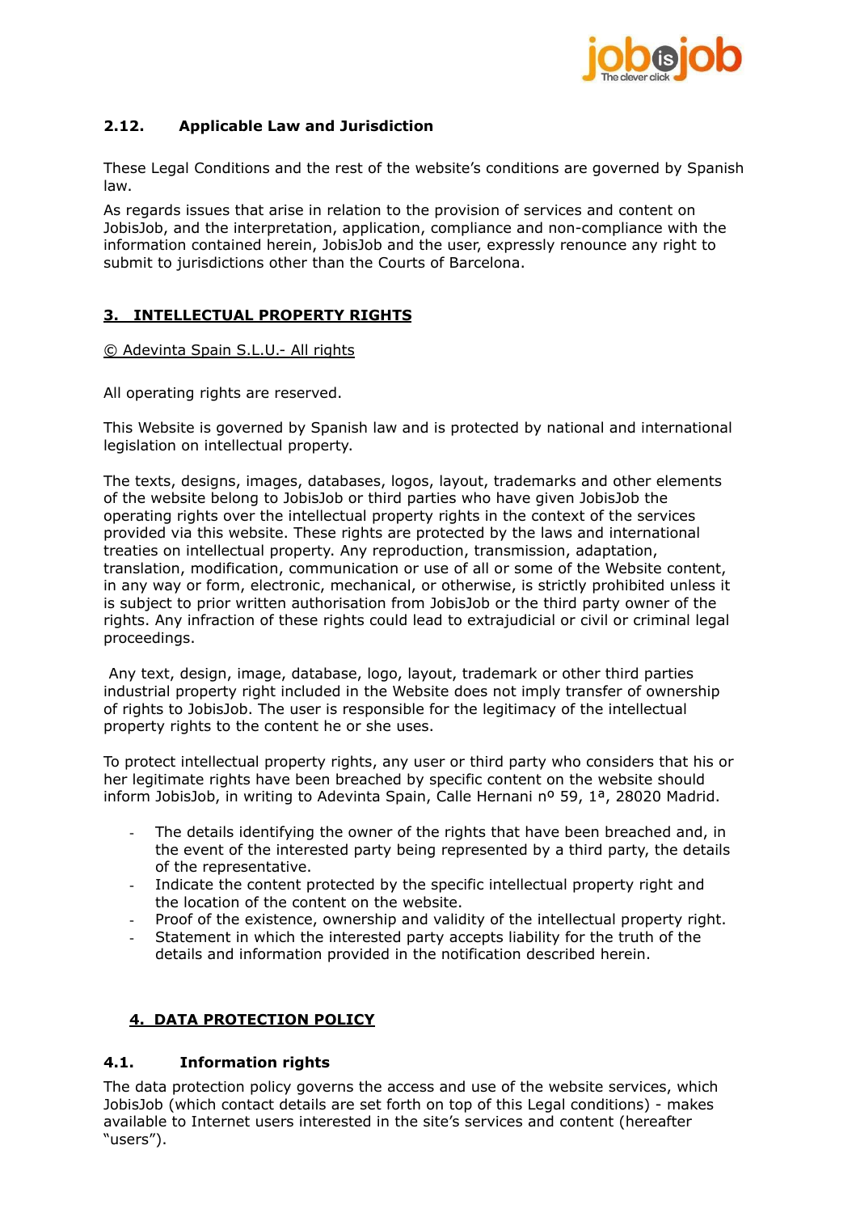### 2.12. Applicable Law and Jurisdiction

These Legal Conditions and the rest of the website's conditions are governed by Spanish law.

As regards issues that arise in relation to the provision of services and content on JobisJob, and the interpretation, application, compliance and non-compliance with the information contained herein, JobisJob and the user, expressly renounce any right to submit to jurisdictions other than the Courts of Barcelona.

## 3. INTELLECTUAL PROPERTY RIGHTS

© Adevinta Spain S.L.U.- All rights

All operating rights are reserved.

This Website is governed by Spanish law and is protected by national and international legislation on intellectual property.

The texts, designs, images, databases, logos, layout, trademarks and other elements of the website belong to JobisJob or third parties who have given JobisJob the operating rights over the intellectual property rights in the context of the services provided via this website. These rights are protected by the laws and international treaties on intellectual property. Any reproduction, transmission, adaptation, translation, modification, communication or use of all or some of the Website content, in any way or form, electronic, mechanical, or otherwise, is strictly prohibited unless it is subject to prior written authorisation from JobisJob or the third party owner of the rights. Any infraction of these rights could lead to extrajudicial or civil or criminal legal proceedings.

Any text, design, image, database, logo, layout, trademark or other third parties industrial property right included in the Website does not imply transfer of ownership of rights to JobisJob. The user is responsible for the legitimacy of the intellectual property rights to the content he or she uses.

To protect intellectual property rights, any user or third party who considers that his or her legitimate rights have been breached by specific content on the website should inform JobisJob, in writing to Adevinta Spain, Calle Hernani nº 59, 1ª, 28020 Madrid.

- The details identifying the owner of the rights that have been breached and, in the event of the interested party being represented by a third party, the details of the representative.
- Indicate the content protected by the specific intellectual property right and the location of the content on the website.
- Proof of the existence, ownership and validity of the intellectual property right.
- Statement in which the interested party accepts liability for the truth of the details and information provided in the notification described herein.

## 4. DATA PROTECTION POLICY

### 4.1. Information rights

The data protection policy governs the access and use of the website services, which JobisJob (which contact details are set forth on top of this Legal conditions) - makes available to Internet users interested in the site's services and content (hereafter "users").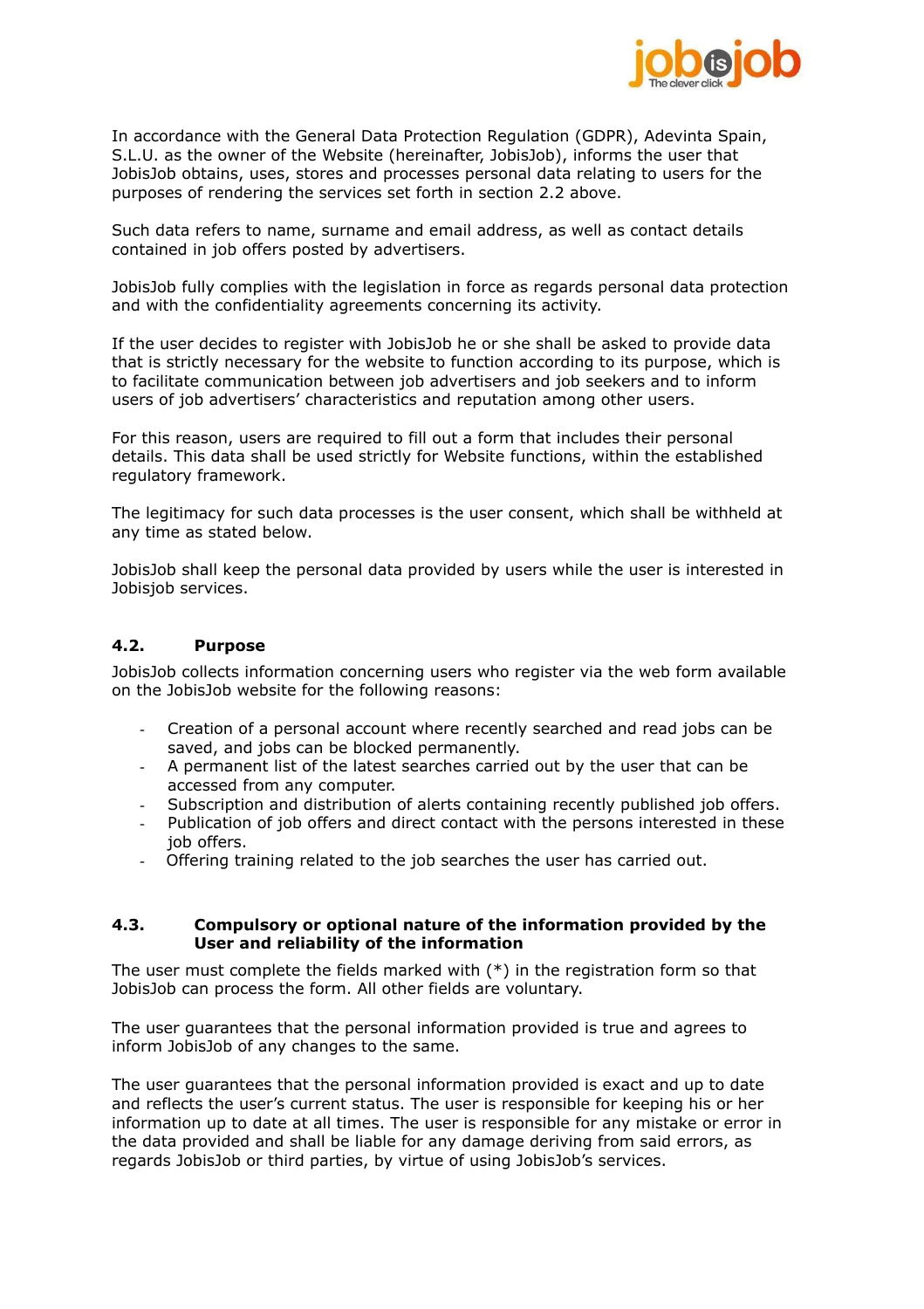In accordance with the General Data Protection Regulation (GDPR), Adevinta Spain, S.L.U. as the owner of the Website (hereinafter, JobisJob), informs the user that JobisJob obtains, uses, stores and processes personal data relating to users for the purposes of rendering the services set forth in section 2.2 above.

Such data refers to name, surname and email address, as well as contact details contained in job offers posted by advertisers.

JobisJob fully complies with the legislation in force as regards personal data protection and with the confidentiality agreements concerning its activity.

If the user decides to register with JobisJob he or she shall be asked to provide data that is strictly necessary for the website to function according to its purpose, which is to facilitate communication between job advertisers and job seekers and to inform users of job advertisers' characteristics and reputation among other users.

For this reason, users are required to fill out a form that includes their personal details. This data shall be used strictly for Website functions, within the established regulatory framework.

The legitimacy for such data processes is the user consent, which shall be withheld at any time as stated below.

JobisJob shall keep the personal data provided by users while the user is interested in Jobisjob services.

### 4.2. Purpose

JobisJob collects information concerning users who register via the web form available on the JobisJob website for the following reasons:

- Creation of a personal account where recently searched and read jobs can be saved, and jobs can be blocked permanently.
- A permanent list of the latest searches carried out by the user that can be accessed from any computer.
- Subscription and distribution of alerts containing recently published job offers.
- Publication of job offers and direct contact with the persons interested in these job offers.
- Offering training related to the job searches the user has carried out.

### 4.3. Compulsory or optional nature of the information provided by the User and reliability of the information

The user must complete the fields marked with (*) in the registration form so that JobisJob can process the form. All other fields are voluntary.

The user guarantees that the personal information provided is true and agrees to inform JobisJob of any changes to the same.

The user guarantees that the personal information provided is exact and up to date and reflects the user's current status. The user is responsible for keeping his or her information up to date at all times. The user is responsible for any mistake or error in the data provided and shall be liable for any damage deriving from said errors, as regards JobisJob or third parties, by virtue of using JobisJob's services.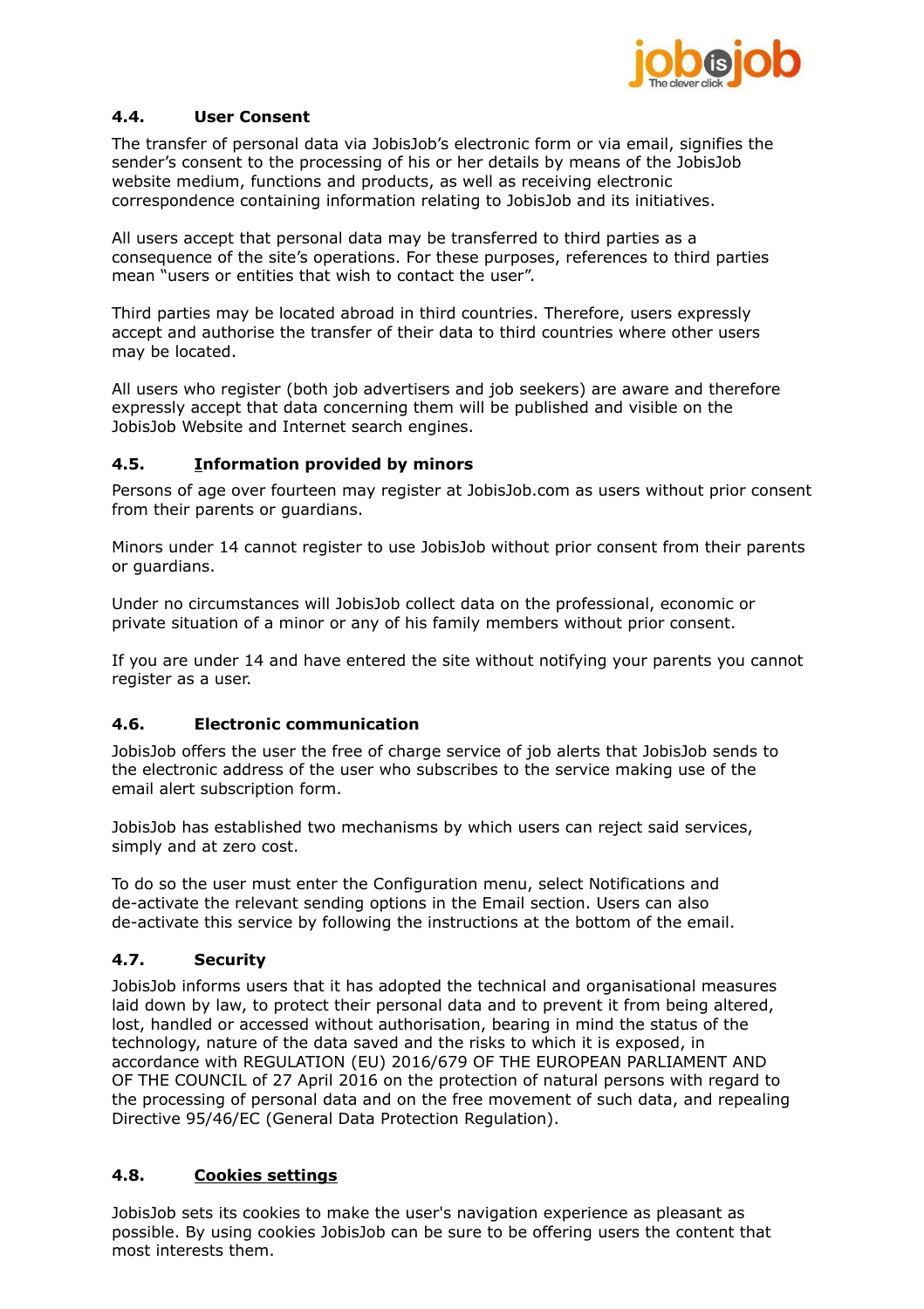### 4.4. User Consent

The transfer of personal data via JobisJob's electronic form or via email, signifies the sender's consent to the processing of his or her details by means of the JobisJob website medium, functions and products, as well as receiving electronic correspondence containing information relating to JobisJob and its initiatives.

All users accept that personal data may be transferred to third parties as a consequence of the site's operations. For these purposes, references to third parties mean "users or entities that wish to contact the user".

Third parties may be located abroad in third countries. Therefore, users expressly accept and authorise the transfer of their data to third countries where other users may be located.

All users who register (both job advertisers and job seekers) are aware and therefore expressly accept that data concerning them will be published and visible on the JobisJob Website and Internet search engines.

### 4.5. Information provided by minors

Persons of age over fourteen may register at JobisJob.com as users without prior consent from their parents or guardians.

Minors under 14 cannot register to use JobisJob without prior consent from their parents or guardians.

Under no circumstances will JobisJob collect data on the professional, economic or private situation of a minor or any of his family members without prior consent.

If you are under 14 and have entered the site without notifying your parents you cannot register as a user.

### 4.6. Electronic communication

JobisJob offers the user the free of charge service of job alerts that JobisJob sends to the electronic address of the user who subscribes to the service making use of the email alert subscription form.

JobisJob has established two mechanisms by which users can reject said services, simply and at zero cost.

To do so the user must enter the Configuration menu, select Notifications and de-activate the relevant sending options in the Email section. Users can also de-activate this service by following the instructions at the bottom of the email.

### 4.7. Security

JobisJob informs users that it has adopted the technical and organisational measures laid down by law, to protect their personal data and to prevent it from being altered, lost, handled or accessed without authorisation, bearing in mind the status of the technology, nature of the data saved and the risks to which it is exposed, in accordance with REGULATION (EU) 2016/679 OF THE EUROPEAN PARLIAMENT AND OF THE COUNCIL of 27 April 2016 on the protection of natural persons with regard to the processing of personal data and on the free movement of such data, and repealing Directive 95/46/EC (General Data Protection Regulation).

### 4.8. Cookies settings

JobisJob sets its cookies to make the user's navigation experience as pleasant as possible. By using cookies JobisJob can be sure to be offering users the content that most interests them.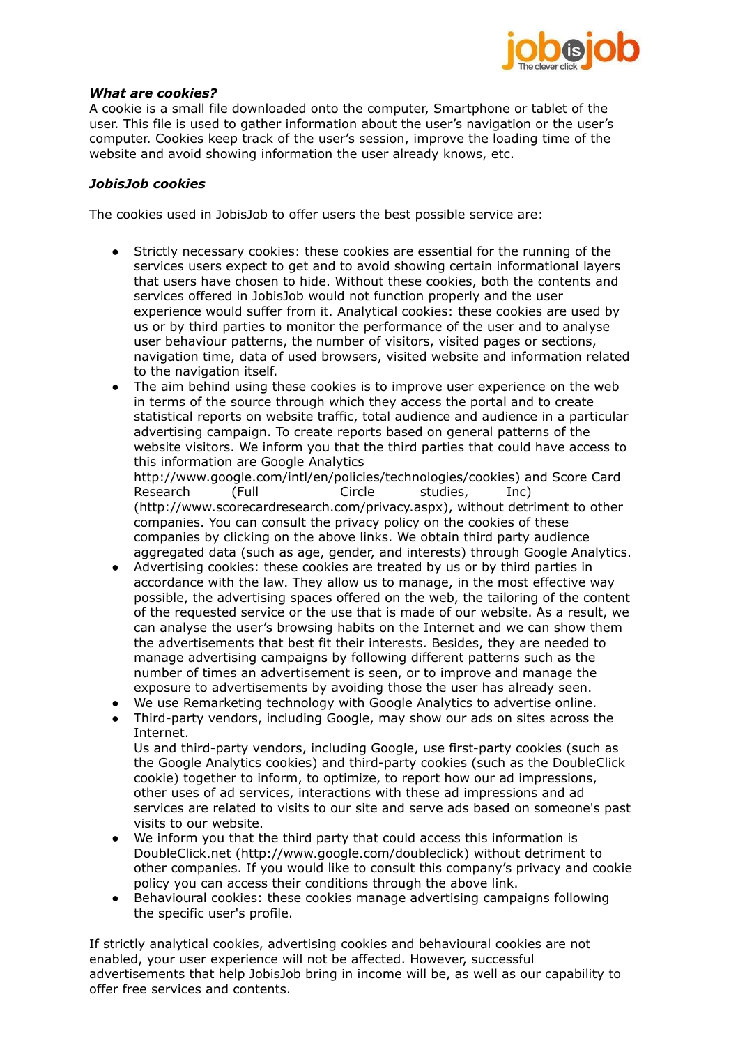***What are cookies?***
A cookie is a small file downloaded onto the computer, Smartphone or tablet of the user. This file is used to gather information about the user's navigation or the user's computer. Cookies keep track of the user's session, improve the loading time of the website and avoid showing information the user already knows, etc.

***JobisJob cookies***

The cookies used in JobisJob to offer users the best possible service are:

- Strictly necessary cookies: these cookies are essential for the running of the services users expect to get and to avoid showing certain informational layers that users have chosen to hide. Without these cookies, both the contents and services offered in JobisJob would not function properly and the user experience would suffer from it. Analytical cookies: these cookies are used by us or by third parties to monitor the performance of the user and to analyse user behaviour patterns, the number of visitors, visited pages or sections, navigation time, data of used browsers, visited website and information related to the navigation itself.
- The aim behind using these cookies is to improve user experience on the web in terms of the source through which they access the portal and to create statistical reports on website traffic, total audience and audience in a particular advertising campaign. To create reports based on general patterns of the website visitors. We inform you that the third parties that could have access to this information are Google Analytics http://www.google.com/intl/en/policies/technologies/cookies) and Score Card Research (Full Circle studies, Inc) (http://www.scorecardresearch.com/privacy.aspx), without detriment to other companies. You can consult the privacy policy on the cookies of these companies by clicking on the above links. We obtain third party audience aggregated data (such as age, gender, and interests) through Google Analytics.
- Advertising cookies: these cookies are treated by us or by third parties in accordance with the law. They allow us to manage, in the most effective way possible, the advertising spaces offered on the web, the tailoring of the content of the requested service or the use that is made of our website. As a result, we can analyse the user's browsing habits on the Internet and we can show them the advertisements that best fit their interests. Besides, they are needed to manage advertising campaigns by following different patterns such as the number of times an advertisement is seen, or to improve and manage the exposure to advertisements by avoiding those the user has already seen.
- We use Remarketing technology with Google Analytics to advertise online.
- Third-party vendors, including Google, may show our ads on sites across the Internet.
  Us and third-party vendors, including Google, use first-party cookies (such as the Google Analytics cookies) and third-party cookies (such as the DoubleClick cookie) together to inform, to optimize, to report how our ad impressions, other uses of ad services, interactions with these ad impressions and ad services are related to visits to our site and serve ads based on someone's past visits to our website.
- We inform you that the third party that could access this information is DoubleClick.net (http://www.google.com/doubleclick) without detriment to other companies. If you would like to consult this company's privacy and cookie policy you can access their conditions through the above link.
- Behavioural cookies: these cookies manage advertising campaigns following the specific user's profile.

If strictly analytical cookies, advertising cookies and behavioural cookies are not enabled, your user experience will not be affected. However, successful advertisements that help JobisJob bring in income will be, as well as our capability to offer free services and contents.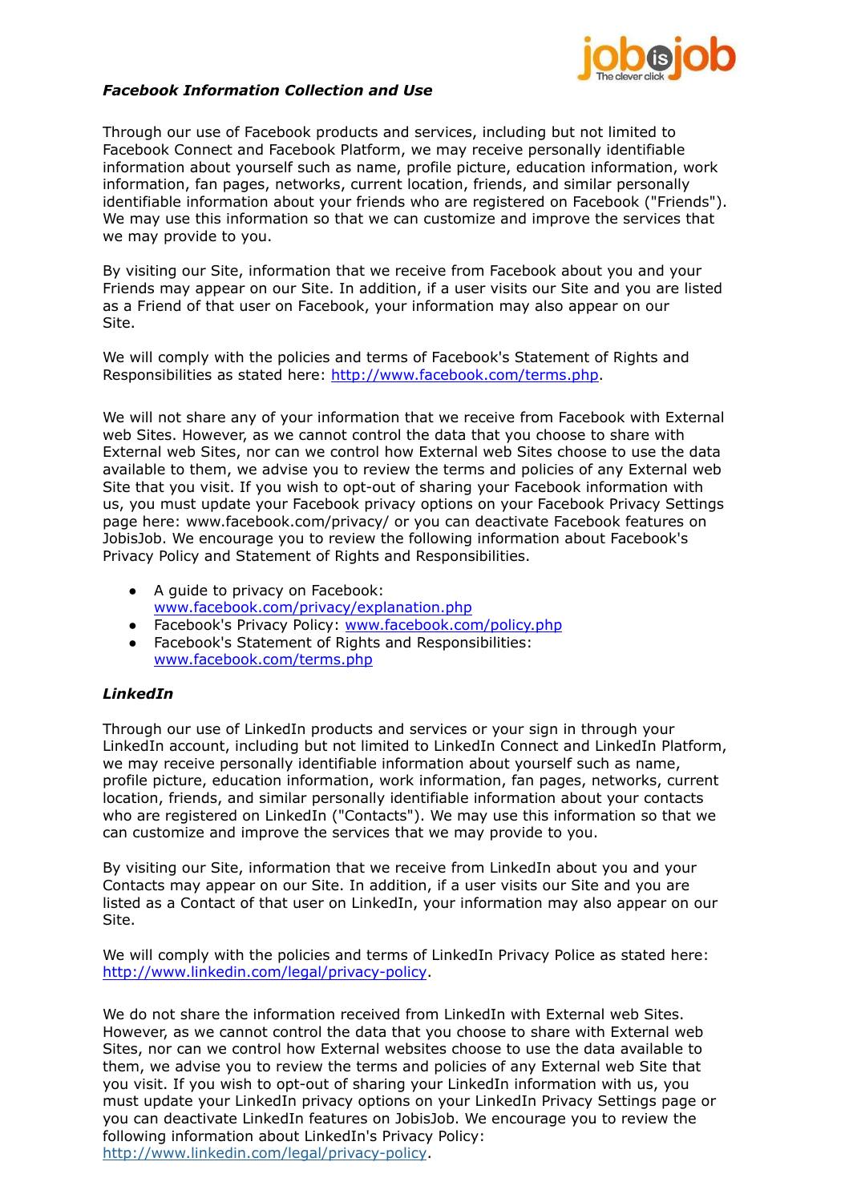***Facebook Information Collection and Use***

Through our use of Facebook products and services, including but not limited to Facebook Connect and Facebook Platform, we may receive personally identifiable information about yourself such as name, profile picture, education information, work information, fan pages, networks, current location, friends, and similar personally identifiable information about your friends who are registered on Facebook ("Friends"). We may use this information so that we can customize and improve the services that we may provide to you.

By visiting our Site, information that we receive from Facebook about you and your Friends may appear on our Site. In addition, if a user visits our Site and you are listed as a Friend of that user on Facebook, your information may also appear on our Site.

We will comply with the policies and terms of Facebook's Statement of Rights and Responsibilities as stated here: [http://www.facebook.com/terms.php](http://www.facebook.com/terms.php).

We will not share any of your information that we receive from Facebook with External web Sites. However, as we cannot control the data that you choose to share with External web Sites, nor can we control how External web Sites choose to use the data available to them, we advise you to review the terms and policies of any External web Site that you visit. If you wish to opt-out of sharing your Facebook information with us, you must update your Facebook privacy options on your Facebook Privacy Settings page here: www.facebook.com/privacy/ or you can deactivate Facebook features on JobisJob. We encourage you to review the following information about Facebook's Privacy Policy and Statement of Rights and Responsibilities.

- A guide to privacy on Facebook: [www.facebook.com/privacy/explanation.php](www.facebook.com/privacy/explanation.php)
- Facebook's Privacy Policy: [www.facebook.com/policy.php](www.facebook.com/policy.php)
- Facebook's Statement of Rights and Responsibilities: [www.facebook.com/terms.php](www.facebook.com/terms.php)

***LinkedIn***

Through our use of LinkedIn products and services or your sign in through your LinkedIn account, including but not limited to LinkedIn Connect and LinkedIn Platform, we may receive personally identifiable information about yourself such as name, profile picture, education information, work information, fan pages, networks, current location, friends, and similar personally identifiable information about your contacts who are registered on LinkedIn ("Contacts"). We may use this information so that we can customize and improve the services that we may provide to you.

By visiting our Site, information that we receive from LinkedIn about you and your Contacts may appear on our Site. In addition, if a user visits our Site and you are listed as a Contact of that user on LinkedIn, your information may also appear on our Site.

We will comply with the policies and terms of LinkedIn Privacy Police as stated here: [http://www.linkedin.com/legal/privacy-policy](http://www.linkedin.com/legal/privacy-policy).

We do not share the information received from LinkedIn with External web Sites. However, as we cannot control the data that you choose to share with External web Sites, nor can we control how External websites choose to use the data available to them, we advise you to review the terms and policies of any External web Site that you visit. If you wish to opt-out of sharing your LinkedIn information with us, you must update your LinkedIn privacy options on your LinkedIn Privacy Settings page or you can deactivate LinkedIn features on JobisJob. We encourage you to review the following information about LinkedIn's Privacy Policy: [http://www.linkedin.com/legal/privacy-policy](http://www.linkedin.com/legal/privacy-policy).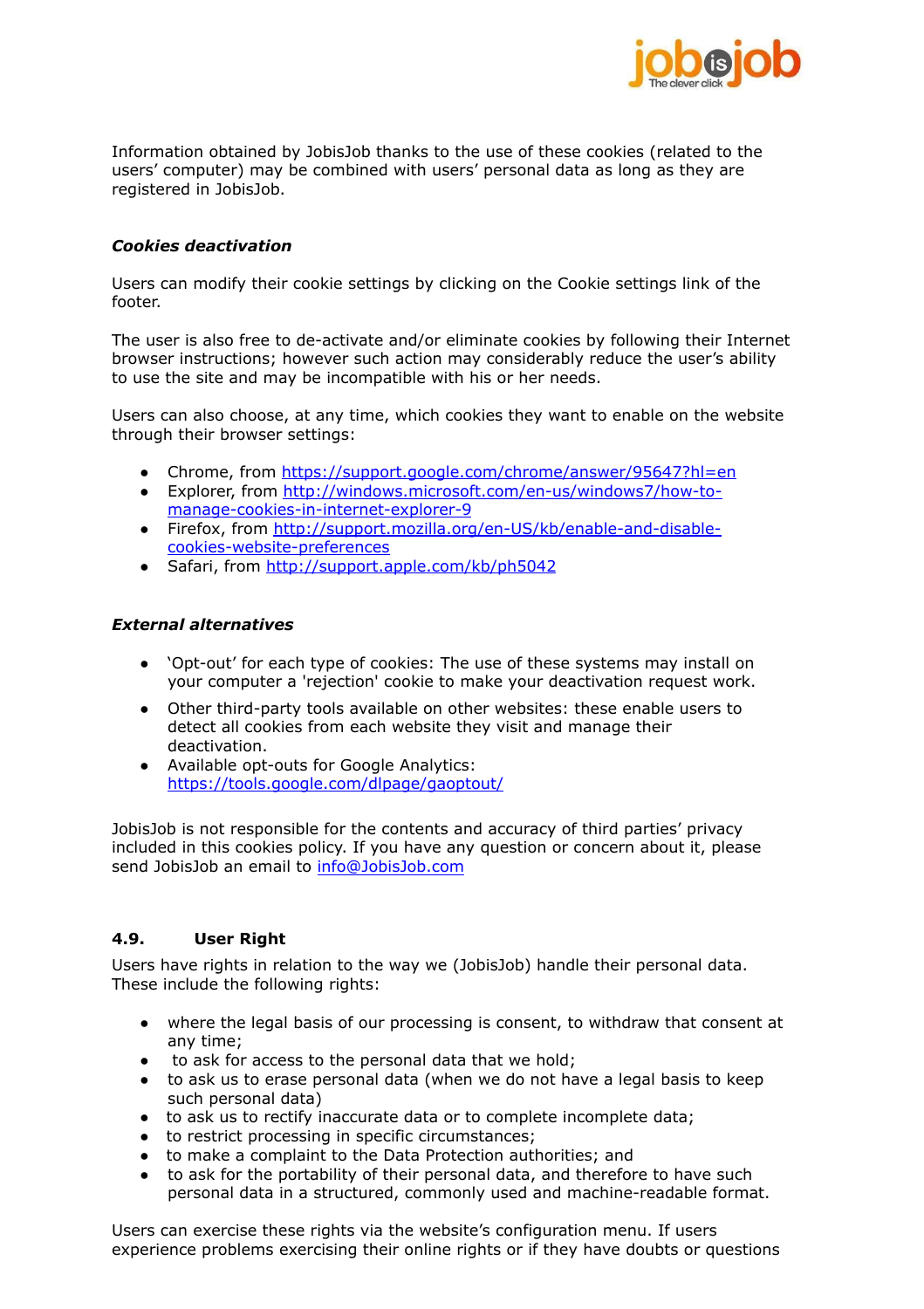Information obtained by JobisJob thanks to the use of these cookies (related to the users' computer) may be combined with users' personal data as long as they are registered in JobisJob.

***Cookies deactivation***

Users can modify their cookie settings by clicking on the Cookie settings link of the footer.

The user is also free to de-activate and/or eliminate cookies by following their Internet browser instructions; however such action may considerably reduce the user's ability to use the site and may be incompatible with his or her needs.

Users can also choose, at any time, which cookies they want to enable on the website through their browser settings:

- Chrome, from https://support.google.com/chrome/answer/95647?hl=en
- Explorer, from http://windows.microsoft.com/en-us/windows7/how-to-manage-cookies-in-internet-explorer-9
- Firefox, from http://support.mozilla.org/en-US/kb/enable-and-disable-cookies-website-preferences
- Safari, from http://support.apple.com/kb/ph5042

***External alternatives***

- 'Opt-out' for each type of cookies: The use of these systems may install on your computer a 'rejection' cookie to make your deactivation request work.
- Other third-party tools available on other websites: these enable users to detect all cookies from each website they visit and manage their deactivation.
- Available opt-outs for Google Analytics: https://tools.google.com/dlpage/gaoptout/

JobisJob is not responsible for the contents and accuracy of third parties' privacy included in this cookies policy. If you have any question or concern about it, please send JobisJob an email to info@JobisJob.com

### 4.9. User Right

Users have rights in relation to the way we (JobisJob) handle their personal data. These include the following rights:

- where the legal basis of our processing is consent, to withdraw that consent at any time;
- to ask for access to the personal data that we hold;
- to ask us to erase personal data (when we do not have a legal basis to keep such personal data)
- to ask us to rectify inaccurate data or to complete incomplete data;
- to restrict processing in specific circumstances;
- to make a complaint to the Data Protection authorities; and
- to ask for the portability of their personal data, and therefore to have such personal data in a structured, commonly used and machine-readable format.

Users can exercise these rights via the website's configuration menu. If users experience problems exercising their online rights or if they have doubts or questions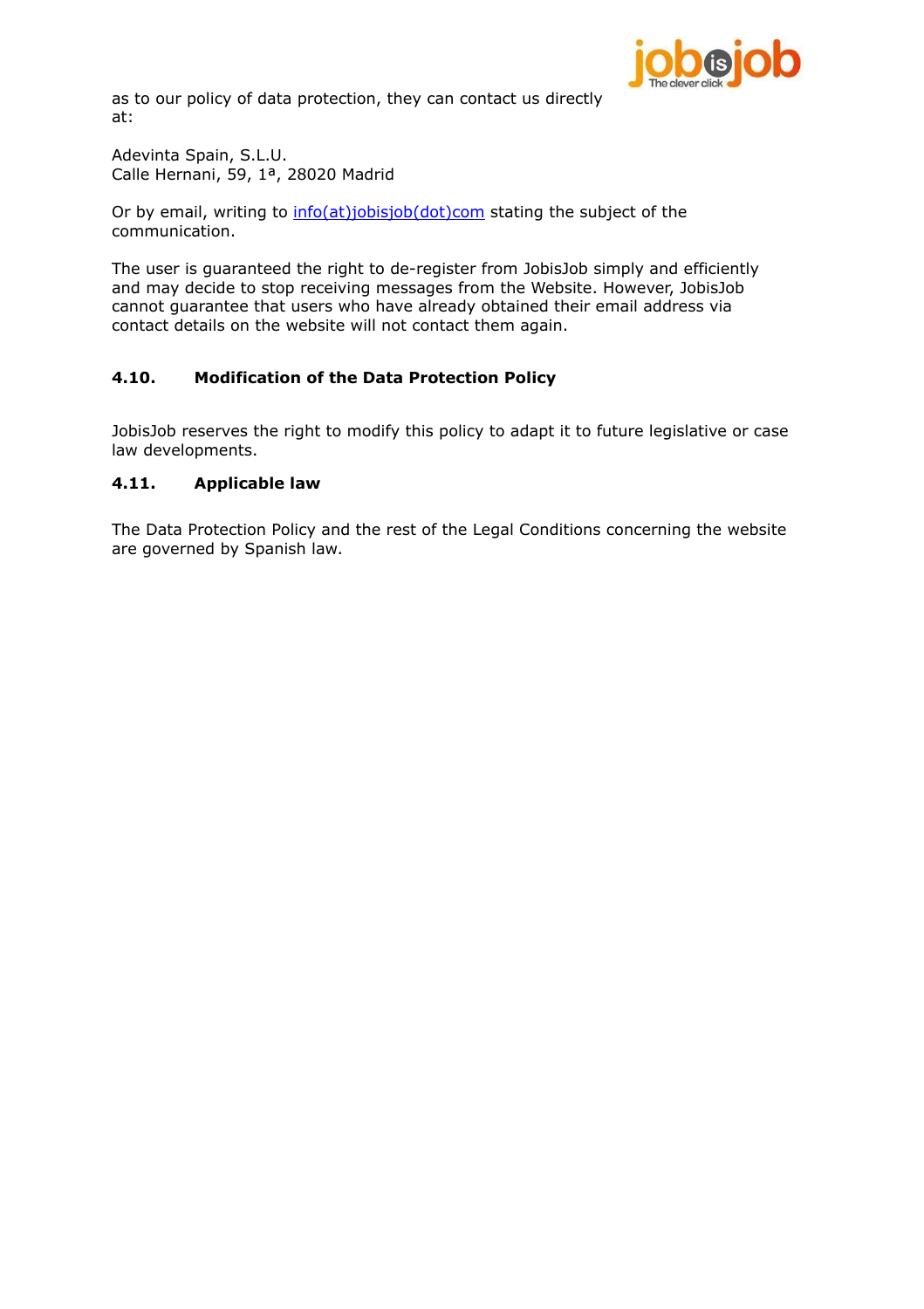as to our policy of data protection, they can contact us directly at:

Adevinta Spain, S.L.U.
Calle Hernani, 59, 1ª, 28020 Madrid

Or by email, writing to info(at)jobisjob(dot)com stating the subject of the communication.

The user is guaranteed the right to de-register from JobisJob simply and efficiently and may decide to stop receiving messages from the Website. However, JobisJob cannot guarantee that users who have already obtained their email address via contact details on the website will not contact them again.

### 4.10. Modification of the Data Protection Policy

JobisJob reserves the right to modify this policy to adapt it to future legislative or case law developments.

### 4.11. Applicable law

The Data Protection Policy and the rest of the Legal Conditions concerning the website are governed by Spanish law.